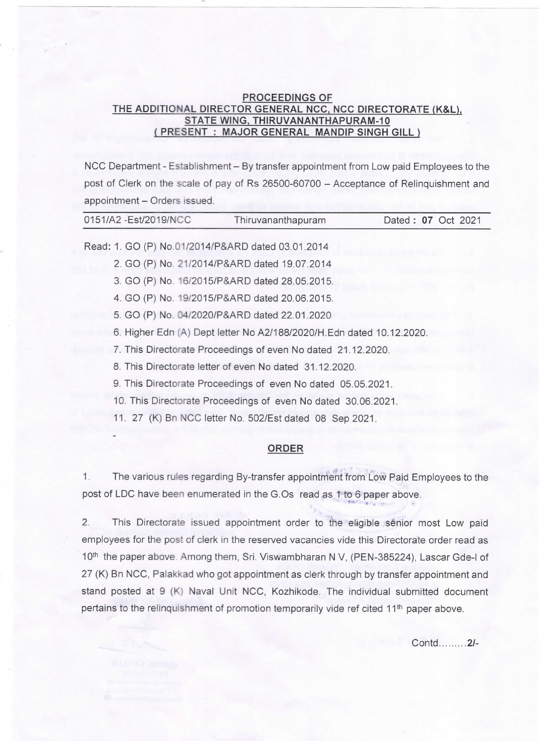**PROCEEDINGS OF**
**THE ADDITIONAL DIRECTOR GENERAL NCC, NCC DIRECTORATE (K&L), STATE WING, THIRUVANANTHAPURAM-10**
**( PRESENT : MAJOR GENERAL MANDIP SINGH GILL )**

NCC Department - Establishment – By transfer appointment from Low paid Employees to the post of Clerk on the scale of pay of Rs 26500-60700 – Acceptance of Relinquishment and appointment – Orders issued.

0151/A2 -Est/2019/NCC Thiruvananthapuram Dated : **07** Oct 2021

Read: 1. GO (P) No.01/2014/P&ARD dated 03.01.2014
2. GO (P) No. 21/2014/P&ARD dated 19.07.2014
3. GO (P) No. 16/2015/P&ARD dated 28.05.2015.
4. GO (P) No. 19/2015/P&ARD dated 20.06.2015.
5. GO (P) No. 04/2020/P&ARD dated 22.01.2020
6. Higher Edn (A) Dept letter No A2/188/2020/H.Edn dated 10.12.2020.
7. This Directorate Proceedings of even No dated 21.12.2020.
8. This Directorate letter of even No dated 31.12.2020.
9. This Directorate Proceedings of even No dated 05.05.2021.
10. This Directorate Proceedings of even No dated 30.06.2021.
11. 27 (K) Bn NCC letter No. 502/Est dated 08 Sep 2021.

**ORDER**

1. The various rules regarding By-transfer appointment from Low Paid Employees to the post of LDC have been enumerated in the G.Os read as 1 to 6 paper above.

2. This Directorate issued appointment order to the eligible senior most Low paid employees for the post of clerk in the reserved vacancies vide this Directorate order read as 10th the paper above. Among them, Sri. Viswambharan N V, (PEN-385224), Lascar Gde-I of 27 (K) Bn NCC, Palakkad who got appointment as clerk through by transfer appointment and stand posted at 9 (K) Naval Unit NCC, Kozhikode. The individual submitted document pertains to the relinquishment of promotion temporarily vide ref cited 11th paper above.

Contd.........2/-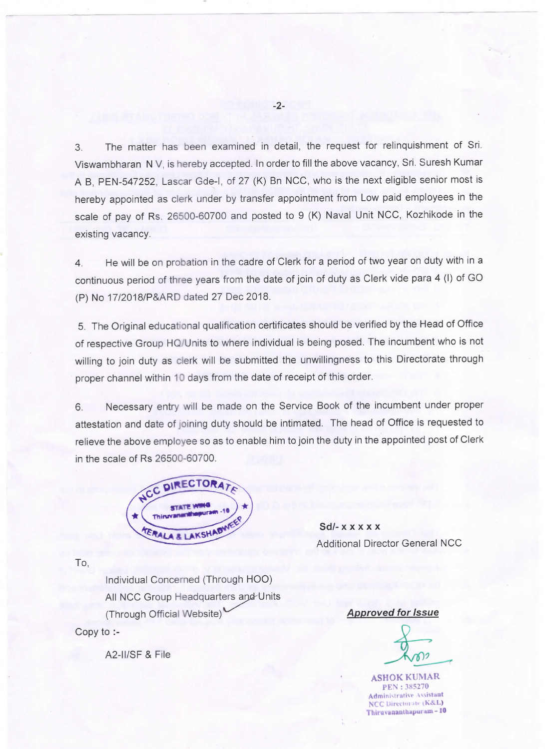3. The matter has been examined in detail, the request for relinquishment of Sri. Viswambharan N V, is hereby accepted. In order to fill the above vacancy, Sri. Suresh Kumar A B, PEN-547252, Lascar Gde-I, of 27 (K) Bn NCC, who is the next eligible senior most is hereby appointed as clerk under by transfer appointment from Low paid employees in the scale of pay of Rs. 26500-60700 and posted to 9 (K) Naval Unit NCC, Kozhikode in the existing vacancy.

4. He will be on probation in the cadre of Clerk for a period of two year on duty with in a continuous period of three years from the date of join of duty as Clerk vide para 4 (I) of GO (P) No 17/2018/P&ARD dated 27 Dec 2018.

5. The Original educational qualification certificates should be verified by the Head of Office of respective Group HQ/Units to where individual is being posed. The incumbent who is not willing to join duty as clerk will be submitted the unwillingness to this Directorate through proper channel within 10 days from the date of receipt of this order.

6. Necessary entry will be made on the Service Book of the incumbent under proper attestation and date of joining duty should be intimated. The head of Office is requested to relieve the above employee so as to enable him to join the duty in the appointed post of Clerk in the scale of Rs 26500-60700.

NCC DIRECTORATE
STATE WING
Thiruvananthapuram -10
KERALA & LAKSHADWEEP

Sd/- x x x x x
Additional Director General NCC

To,

Individual Concerned (Through HOO)
All NCC Group Headquarters and Units
(Through Official Website)

Copy to :-

A2-II/SF & File

***Approved for Issue***

ASHOK KUMAR
PEN : 385270
Administrative Assistant
NCC Directorate (K&L)
Thiruvananthapuram - 10